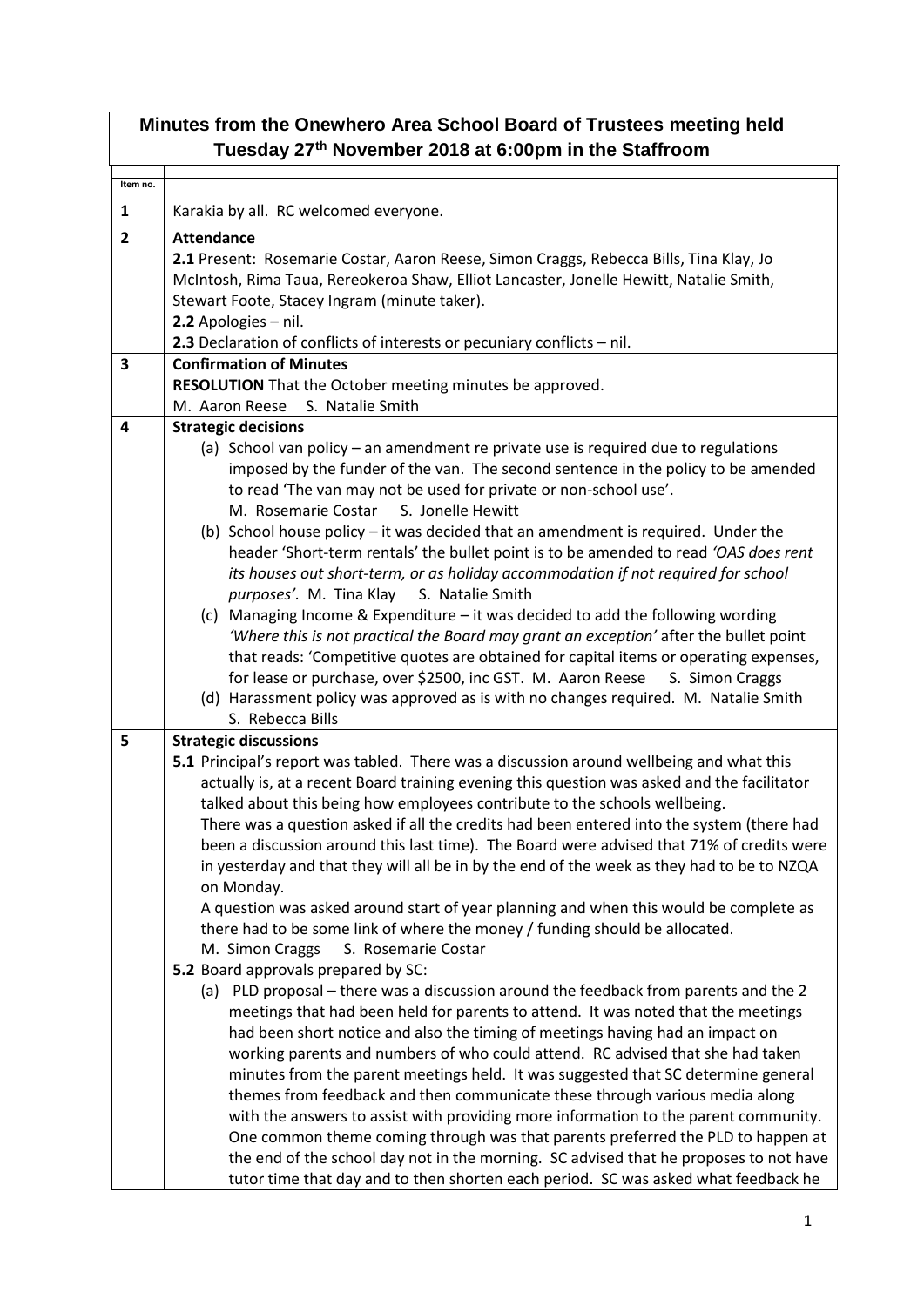## Minutes from the Onewhero Area School Board of Trustees meeting held Tuesday 27th November 2018 at 6:00pm in the Staffroom

| Item no. | |
|---|---|
| 1 | Karakia by all. RC welcomed everyone. |
| 2 | **Attendance**<br>**2.1** Present: Rosemarie Costar, Aaron Reese, Simon Craggs, Rebecca Bills, Tina Klay, Jo McIntosh, Rima Taua, Rereokeroa Shaw, Elliot Lancaster, Jonelle Hewitt, Natalie Smith, Stewart Foote, Stacey Ingram (minute taker).<br>**2.2** Apologies – nil.<br>**2.3** Declaration of conflicts of interests or pecuniary conflicts – nil. |
| 3 | **Confirmation of Minutes**<br>**RESOLUTION** That the October meeting minutes be approved.<br>M. Aaron Reese S. Natalie Smith |
| 4 | **Strategic decisions**<br>(a) School van policy – an amendment re private use is required due to regulations imposed by the funder of the van. The second sentence in the policy to be amended to read 'The van may not be used for private or non-school use'.<br>M. Rosemarie Costar S. Jonelle Hewitt<br>(b) School house policy – it was decided that an amendment is required. Under the header 'Short-term rentals' the bullet point is to be amended to read *'OAS does rent its houses out short-term, or as holiday accommodation if not required for school purposes'.* M. Tina Klay S. Natalie Smith<br>(c) Managing Income & Expenditure – it was decided to add the following wording *'Where this is not practical the Board may grant an exception'* after the bullet point that reads: 'Competitive quotes are obtained for capital items or operating expenses, for lease or purchase, over $2500, inc GST. M. Aaron Reese S. Simon Craggs<br>(d) Harassment policy was approved as is with no changes required. M. Natalie Smith S. Rebecca Bills |
| 5 | **Strategic discussions**<br>**5.1** Principal's report was tabled. There was a discussion around wellbeing and what this actually is, at a recent Board training evening this question was asked and the facilitator talked about this being how employees contribute to the schools wellbeing.<br>There was a question asked if all the credits had been entered into the system (there had been a discussion around this last time). The Board were advised that 71% of credits were in yesterday and that they will all be in by the end of the week as they had to be to NZQA on Monday.<br>A question was asked around start of year planning and when this would be complete as there had to be some link of where the money / funding should be allocated.<br>M. Simon Craggs S. Rosemarie Costar<br>**5.2** Board approvals prepared by SC:<br>(a) PLD proposal – there was a discussion around the feedback from parents and the 2 meetings that had been held for parents to attend. It was noted that the meetings had been short notice and also the timing of meetings having had an impact on working parents and numbers of who could attend. RC advised that she had taken minutes from the parent meetings held. It was suggested that SC determine general themes from feedback and then communicate these through various media along with the answers to assist with providing more information to the parent community. One common theme coming through was that parents preferred the PLD to happen at the end of the school day not in the morning. SC advised that he proposes to not have tutor time that day and to then shorten each period. SC was asked what feedback he |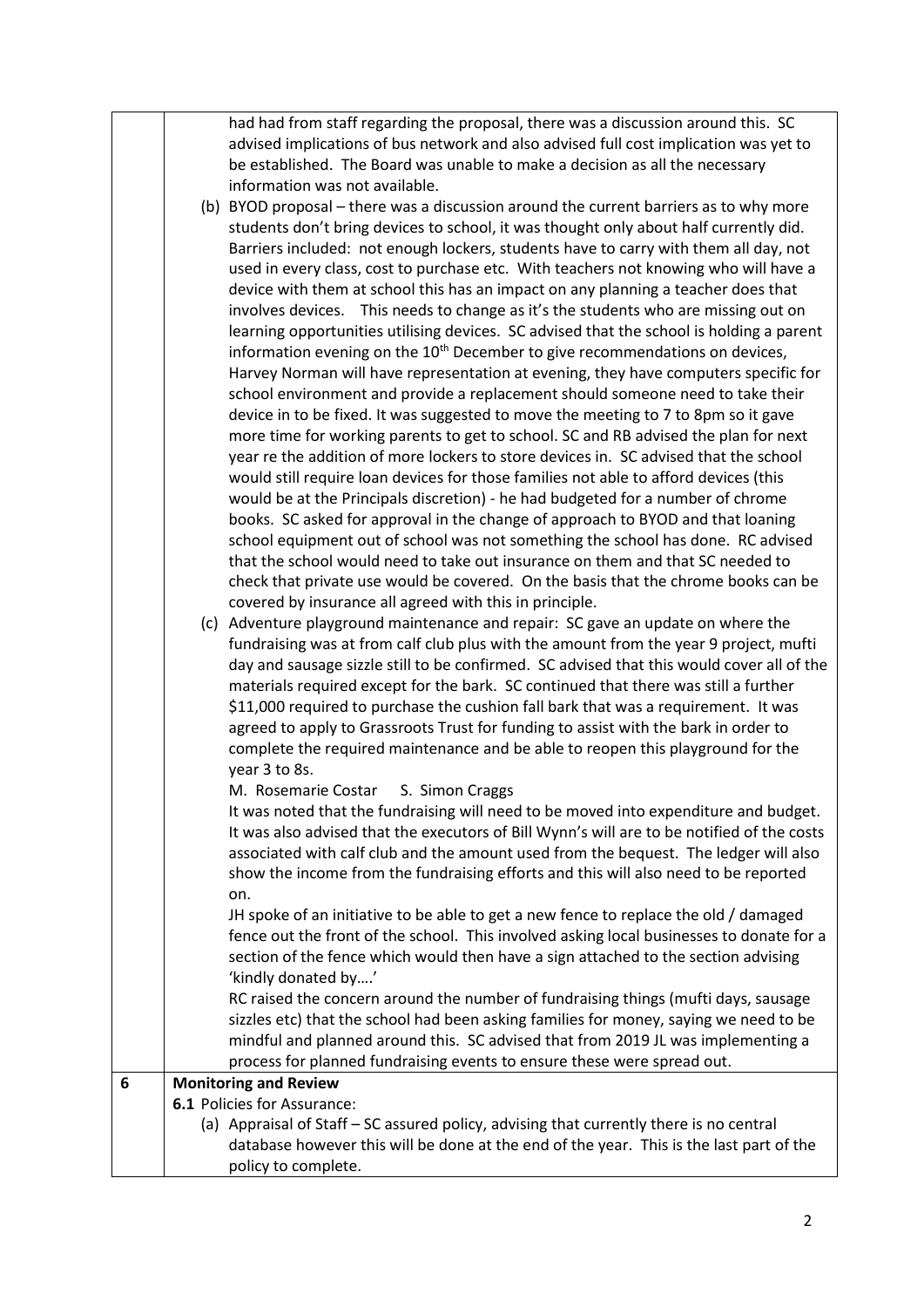| | |
|---|---|
| | had had from staff regarding the proposal, there was a discussion around this. SC advised implications of bus network and also advised full cost implication was yet to be established. The Board was unable to make a decision as all the necessary information was not available.<br>(b) BYOD proposal – there was a discussion around the current barriers as to why more students don't bring devices to school, it was thought only about half currently did. Barriers included: not enough lockers, students have to carry with them all day, not used in every class, cost to purchase etc. With teachers not knowing who will have a device with them at school this has an impact on any planning a teacher does that involves devices. This needs to change as it's the students who are missing out on learning opportunities utilising devices. SC advised that the school is holding a parent information evening on the 10th December to give recommendations on devices, Harvey Norman will have representation at evening, they have computers specific for school environment and provide a replacement should someone need to take their device in to be fixed. It was suggested to move the meeting to 7 to 8pm so it gave more time for working parents to get to school. SC and RB advised the plan for next year re the addition of more lockers to store devices in. SC advised that the school would still require loan devices for those families not able to afford devices (this would be at the Principals discretion) - he had budgeted for a number of chrome books. SC asked for approval in the change of approach to BYOD and that loaning school equipment out of school was not something the school has done. RC advised that the school would need to take out insurance on them and that SC needed to check that private use would be covered. On the basis that the chrome books can be covered by insurance all agreed with this in principle.<br>(c) Adventure playground maintenance and repair: SC gave an update on where the fundraising was at from calf club plus with the amount from the year 9 project, mufti day and sausage sizzle still to be confirmed. SC advised that this would cover all of the materials required except for the bark. SC continued that there was still a further $11,000 required to purchase the cushion fall bark that was a requirement. It was agreed to apply to Grassroots Trust for funding to assist with the bark in order to complete the required maintenance and be able to reopen this playground for the year 3 to 8s.<br>M. Rosemarie Costar S. Simon Craggs<br>It was noted that the fundraising will need to be moved into expenditure and budget. It was also advised that the executors of Bill Wynn's will are to be notified of the costs associated with calf club and the amount used from the bequest. The ledger will also show the income from the fundraising efforts and this will also need to be reported on.<br>JH spoke of an initiative to be able to get a new fence to replace the old / damaged fence out the front of the school. This involved asking local businesses to donate for a section of the fence which would then have a sign attached to the section advising 'kindly donated by….'<br>RC raised the concern around the number of fundraising things (mufti days, sausage sizzles etc) that the school had been asking families for money, saying we need to be mindful and planned around this. SC advised that from 2019 JL was implementing a process for planned fundraising events to ensure these were spread out. |
| **6** | **Monitoring and Review**<br>**6.1** Policies for Assurance:<br>(a) Appraisal of Staff – SC assured policy, advising that currently there is no central database however this will be done at the end of the year. This is the last part of the policy to complete. |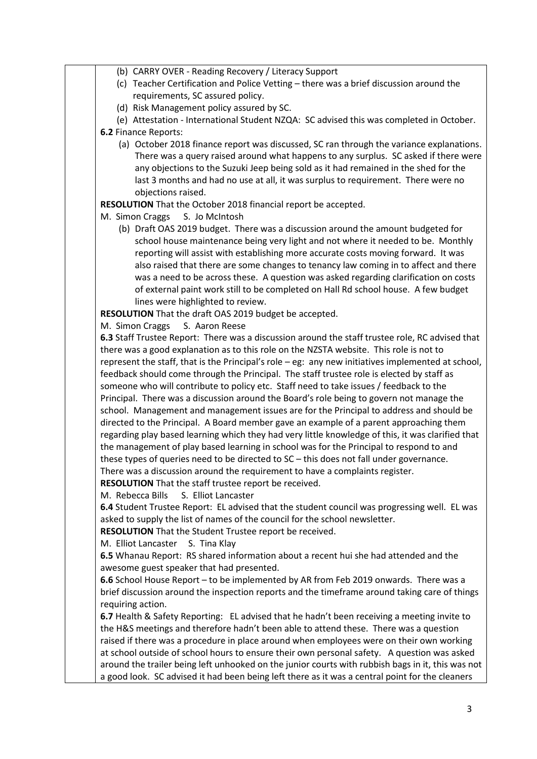(b) CARRY OVER - Reading Recovery / Literacy Support

(c) Teacher Certification and Police Vetting – there was a brief discussion around the requirements, SC assured policy.

(d) Risk Management policy assured by SC.

(e) Attestation - International Student NZQA: SC advised this was completed in October.

**6.2** Finance Reports:

(a) October 2018 finance report was discussed, SC ran through the variance explanations. There was a query raised around what happens to any surplus. SC asked if there were any objections to the Suzuki Jeep being sold as it had remained in the shed for the last 3 months and had no use at all, it was surplus to requirement. There were no objections raised.

**RESOLUTION** That the October 2018 financial report be accepted.

M. Simon Craggs S. Jo McIntosh

(b) Draft OAS 2019 budget. There was a discussion around the amount budgeted for school house maintenance being very light and not where it needed to be. Monthly reporting will assist with establishing more accurate costs moving forward. It was also raised that there are some changes to tenancy law coming in to affect and there was a need to be across these. A question was asked regarding clarification on costs of external paint work still to be completed on Hall Rd school house. A few budget lines were highlighted to review.

**RESOLUTION** That the draft OAS 2019 budget be accepted.

M. Simon Craggs S. Aaron Reese

**6.3** Staff Trustee Report: There was a discussion around the staff trustee role, RC advised that there was a good explanation as to this role on the NZSTA website. This role is not to represent the staff, that is the Principal's role – eg: any new initiatives implemented at school, feedback should come through the Principal. The staff trustee role is elected by staff as someone who will contribute to policy etc. Staff need to take issues / feedback to the Principal. There was a discussion around the Board's role being to govern not manage the school. Management and management issues are for the Principal to address and should be directed to the Principal. A Board member gave an example of a parent approaching them regarding play based learning which they had very little knowledge of this, it was clarified that the management of play based learning in school was for the Principal to respond to and these types of queries need to be directed to SC – this does not fall under governance. There was a discussion around the requirement to have a complaints register.

**RESOLUTION** That the staff trustee report be received.

M. Rebecca Bills S. Elliot Lancaster

**6.4** Student Trustee Report: EL advised that the student council was progressing well. EL was asked to supply the list of names of the council for the school newsletter.

**RESOLUTION** That the Student Trustee report be received.

M. Elliot Lancaster S. Tina Klay

**6.5** Whanau Report: RS shared information about a recent hui she had attended and the awesome guest speaker that had presented.

**6.6** School House Report – to be implemented by AR from Feb 2019 onwards. There was a brief discussion around the inspection reports and the timeframe around taking care of things requiring action.

**6.7** Health & Safety Reporting: EL advised that he hadn't been receiving a meeting invite to the H&S meetings and therefore hadn't been able to attend these. There was a question raised if there was a procedure in place around when employees were on their own working at school outside of school hours to ensure their own personal safety. A question was asked around the trailer being left unhooked on the junior courts with rubbish bags in it, this was not a good look. SC advised it had been being left there as it was a central point for the cleaners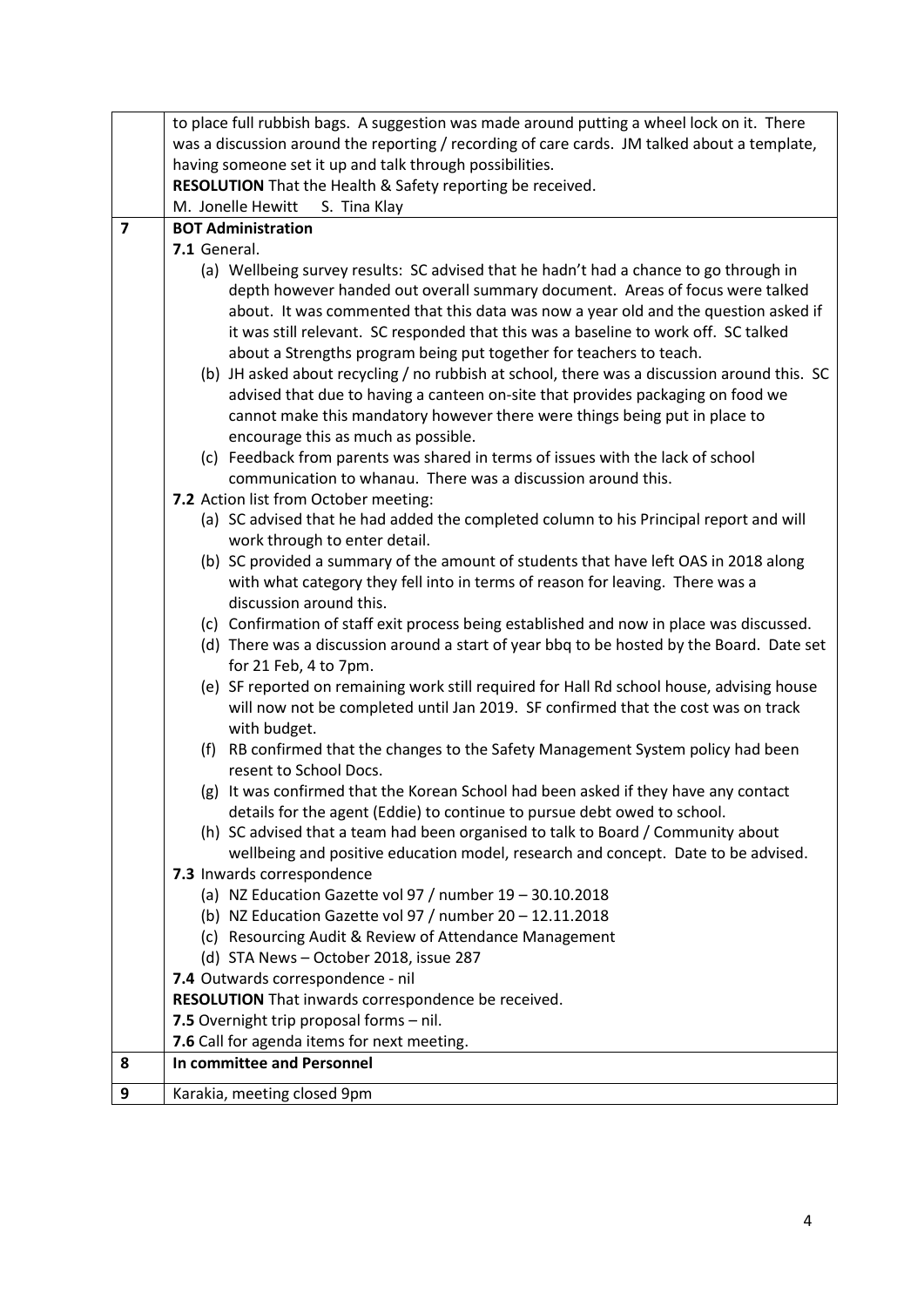| | |
|---|---|
| | to place full rubbish bags. A suggestion was made around putting a wheel lock on it. There was a discussion around the reporting / recording of care cards. JM talked about a template, having someone set it up and talk through possibilities.<br>**RESOLUTION** That the Health & Safety reporting be received.<br>M. Jonelle Hewitt S. Tina Klay |
| **7** | **BOT Administration**<br>**7.1** General.<br>(a) Wellbeing survey results: SC advised that he hadn't had a chance to go through in depth however handed out overall summary document. Areas of focus were talked about. It was commented that this data was now a year old and the question asked if it was still relevant. SC responded that this was a baseline to work off. SC talked about a Strengths program being put together for teachers to teach.<br>(b) JH asked about recycling / no rubbish at school, there was a discussion around this. SC advised that due to having a canteen on-site that provides packaging on food we cannot make this mandatory however there were things being put in place to encourage this as much as possible.<br>(c) Feedback from parents was shared in terms of issues with the lack of school communication to whanau. There was a discussion around this.<br>**7.2** Action list from October meeting:<br>(a) SC advised that he had added the completed column to his Principal report and will work through to enter detail.<br>(b) SC provided a summary of the amount of students that have left OAS in 2018 along with what category they fell into in terms of reason for leaving. There was a discussion around this.<br>(c) Confirmation of staff exit process being established and now in place was discussed.<br>(d) There was a discussion around a start of year bbq to be hosted by the Board. Date set for 21 Feb, 4 to 7pm.<br>(e) SF reported on remaining work still required for Hall Rd school house, advising house will now not be completed until Jan 2019. SF confirmed that the cost was on track with budget.<br>(f) RB confirmed that the changes to the Safety Management System policy had been resent to School Docs.<br>(g) It was confirmed that the Korean School had been asked if they have any contact details for the agent (Eddie) to continue to pursue debt owed to school.<br>(h) SC advised that a team had been organised to talk to Board / Community about wellbeing and positive education model, research and concept. Date to be advised.<br>**7.3** Inwards correspondence<br>(a) NZ Education Gazette vol 97 / number 19 – 30.10.2018<br>(b) NZ Education Gazette vol 97 / number 20 – 12.11.2018<br>(c) Resourcing Audit & Review of Attendance Management<br>(d) STA News – October 2018, issue 287<br>**7.4** Outwards correspondence - nil<br>**RESOLUTION** That inwards correspondence be received.<br>**7.5** Overnight trip proposal forms – nil.<br>**7.6** Call for agenda items for next meeting. |
| **8** | **In committee and Personnel** |
| **9** | Karakia, meeting closed 9pm |